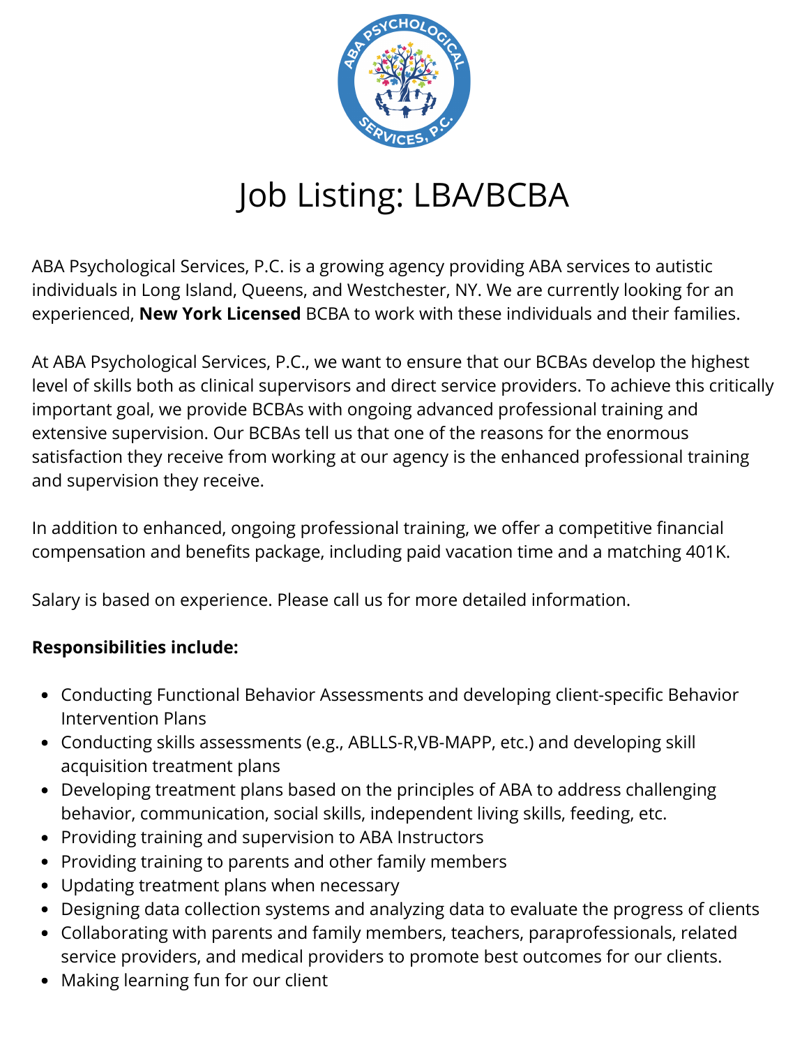# Job Listing: LBA/BCBA

ABA Psychological Services, P.C. is a growing agency providing ABA services to autistic individuals in Long Island, Queens, and Westchester, NY. We are currently looking for an experienced, **New York Licensed** BCBA to work with these individuals and their families.

At ABA Psychological Services, P.C., we want to ensure that our BCBAs develop the highest level of skills both as clinical supervisors and direct service providers. To achieve this critically important goal, we provide BCBAs with ongoing advanced professional training and extensive supervision. Our BCBAs tell us that one of the reasons for the enormous satisfaction they receive from working at our agency is the enhanced professional training and supervision they receive.

In addition to enhanced, ongoing professional training, we offer a competitive financial compensation and benefits package, including paid vacation time and a matching 401K.

Salary is based on experience. Please call us for more detailed information.

**Responsibilities include:**

- Conducting Functional Behavior Assessments and developing client-specific Behavior Intervention Plans
- Conducting skills assessments (e.g., ABLLS-R,VB-MAPP, etc.) and developing skill acquisition treatment plans
- Developing treatment plans based on the principles of ABA to address challenging behavior, communication, social skills, independent living skills, feeding, etc.
- Providing training and supervision to ABA Instructors
- Providing training to parents and other family members
- Updating treatment plans when necessary
- Designing data collection systems and analyzing data to evaluate the progress of clients
- Collaborating with parents and family members, teachers, paraprofessionals, related service providers, and medical providers to promote best outcomes for our clients.
- Making learning fun for our client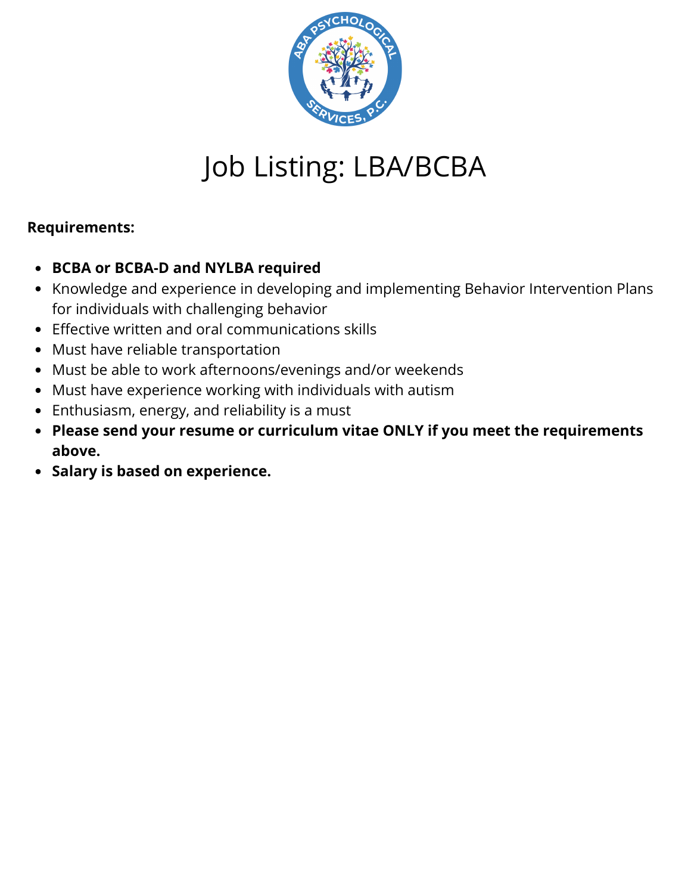# Job Listing: LBA/BCBA

**Requirements:**

- **BCBA or BCBA-D and NYLBA required**
- Knowledge and experience in developing and implementing Behavior Intervention Plans for individuals with challenging behavior
- Effective written and oral communications skills
- Must have reliable transportation
- Must be able to work afternoons/evenings and/or weekends
- Must have experience working with individuals with autism
- Enthusiasm, energy, and reliability is a must
- **Please send your resume or curriculum vitae ONLY if you meet the requirements above.**
- **Salary is based on experience.**